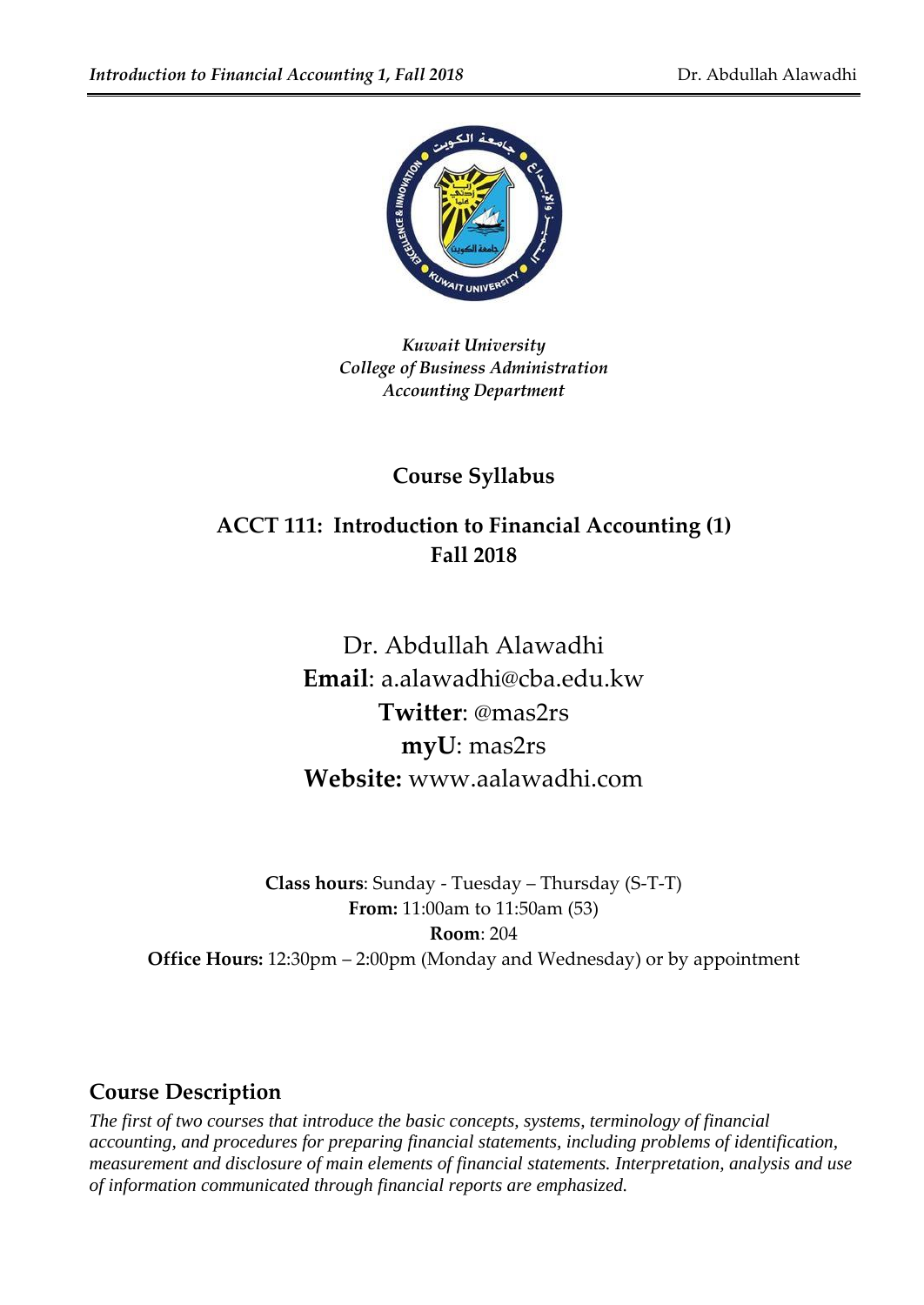*Kuwait University*
*College of Business Administration*
*Accounting Department*

## Course Syllabus

## ACCT 111: Introduction to Financial Accounting (1)
## Fall 2018

Dr. Abdullah Alawadhi
**Email**: a.alawadhi@cba.edu.kw
**Twitter**: @mas2rs
**myU**: mas2rs
**Website:** www.aalawadhi.com

**Class hours**: Sunday - Tuesday – Thursday (S-T-T)
**From:** 11:00am to 11:50am (53)
**Room**: 204
**Office Hours:** 12:30pm – 2:00pm (Monday and Wednesday) or by appointment

## Course Description

*The first of two courses that introduce the basic concepts, systems, terminology of financial accounting, and procedures for preparing financial statements, including problems of identification, measurement and disclosure of main elements of financial statements. Interpretation, analysis and use of information communicated through financial reports are emphasized.*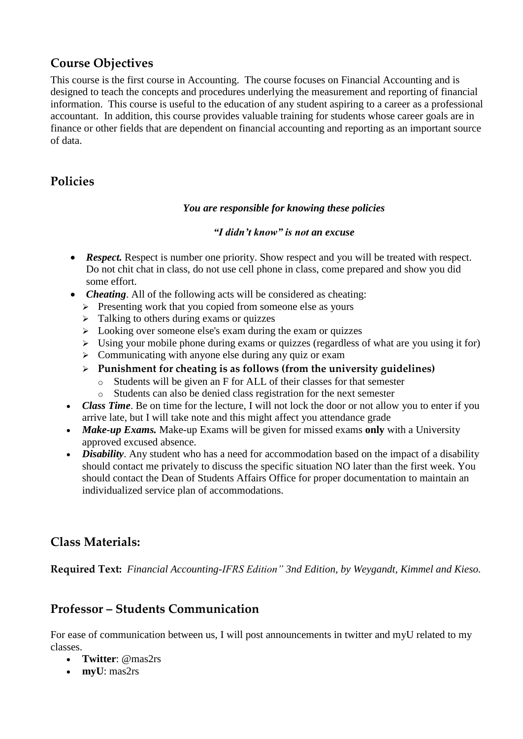## Course Objectives

This course is the first course in Accounting. The course focuses on Financial Accounting and is designed to teach the concepts and procedures underlying the measurement and reporting of financial information. This course is useful to the education of any student aspiring to a career as a professional accountant. In addition, this course provides valuable training for students whose career goals are in finance or other fields that are dependent on financial accounting and reporting as an important source of data.

## Policies

***You are responsible for knowing these policies***

***"I didn't know" is not an excuse***

- ***Respect.*** Respect is number one priority. Show respect and you will be treated with respect. Do not chit chat in class, do not use cell phone in class, come prepared and show you did some effort.
- ***Cheating***. All of the following acts will be considered as cheating:
  - Presenting work that you copied from someone else as yours
  - Talking to others during exams or quizzes
  - Looking over someone else's exam during the exam or quizzes
  - Using your mobile phone during exams or quizzes (regardless of what are you using it for)
  - Communicating with anyone else during any quiz or exam
  - **Punishment for cheating is as follows (from the university guidelines)**
    - Students will be given an F for ALL of their classes for that semester
    - Students can also be denied class registration for the next semester
- ***Class Time***. Be on time for the lecture, I will not lock the door or not allow you to enter if you arrive late, but I will take note and this might affect you attendance grade
- ***Make-up Exams.*** Make-up Exams will be given for missed exams **only** with a University approved excused absence.
- ***Disability***. Any student who has a need for accommodation based on the impact of a disability should contact me privately to discuss the specific situation NO later than the first week. You should contact the Dean of Students Affairs Office for proper documentation to maintain an individualized service plan of accommodations.

## Class Materials:

**Required Text:** *Financial Accounting-IFRS Edition" 3nd Edition, by Weygandt, Kimmel and Kieso.*

## Professor – Students Communication

For ease of communication between us, I will post announcements in twitter and myU related to my classes.

- **Twitter**: @mas2rs
- **myU**: mas2rs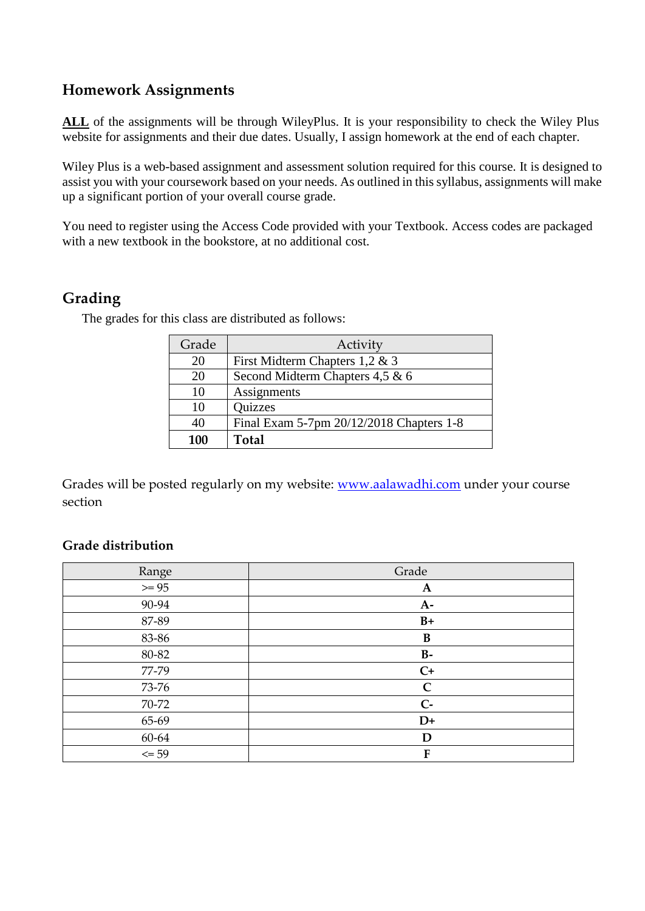## Homework Assignments

**ALL** of the assignments will be through WileyPlus. It is your responsibility to check the Wiley Plus website for assignments and their due dates. Usually, I assign homework at the end of each chapter.

Wiley Plus is a web-based assignment and assessment solution required for this course. It is designed to assist you with your coursework based on your needs. As outlined in this syllabus, assignments will make up a significant portion of your overall course grade.

You need to register using the Access Code provided with your Textbook. Access codes are packaged with a new textbook in the bookstore, at no additional cost.

## Grading

The grades for this class are distributed as follows:

| Grade | Activity |
|---|---|
| 20 | First Midterm Chapters 1,2 & 3 |
| 20 | Second Midterm Chapters 4,5 & 6 |
| 10 | Assignments |
| 10 | Quizzes |
| 40 | Final Exam 5-7pm 20/12/2018 Chapters 1-8 |
| **100** | **Total** |

Grades will be posted regularly on my website: [www.aalawadhi.com](http://www.aalawadhi.com) under your course section

### Grade distribution

| Range | Grade |
|---|---|
| >= 95 | **A** |
| 90-94 | **A-** |
| 87-89 | **B+** |
| 83-86 | **B** |
| 80-82 | **B-** |
| 77-79 | **C+** |
| 73-76 | **C** |
| 70-72 | **C-** |
| 65-69 | **D+** |
| 60-64 | **D** |
| <= 59 | **F** |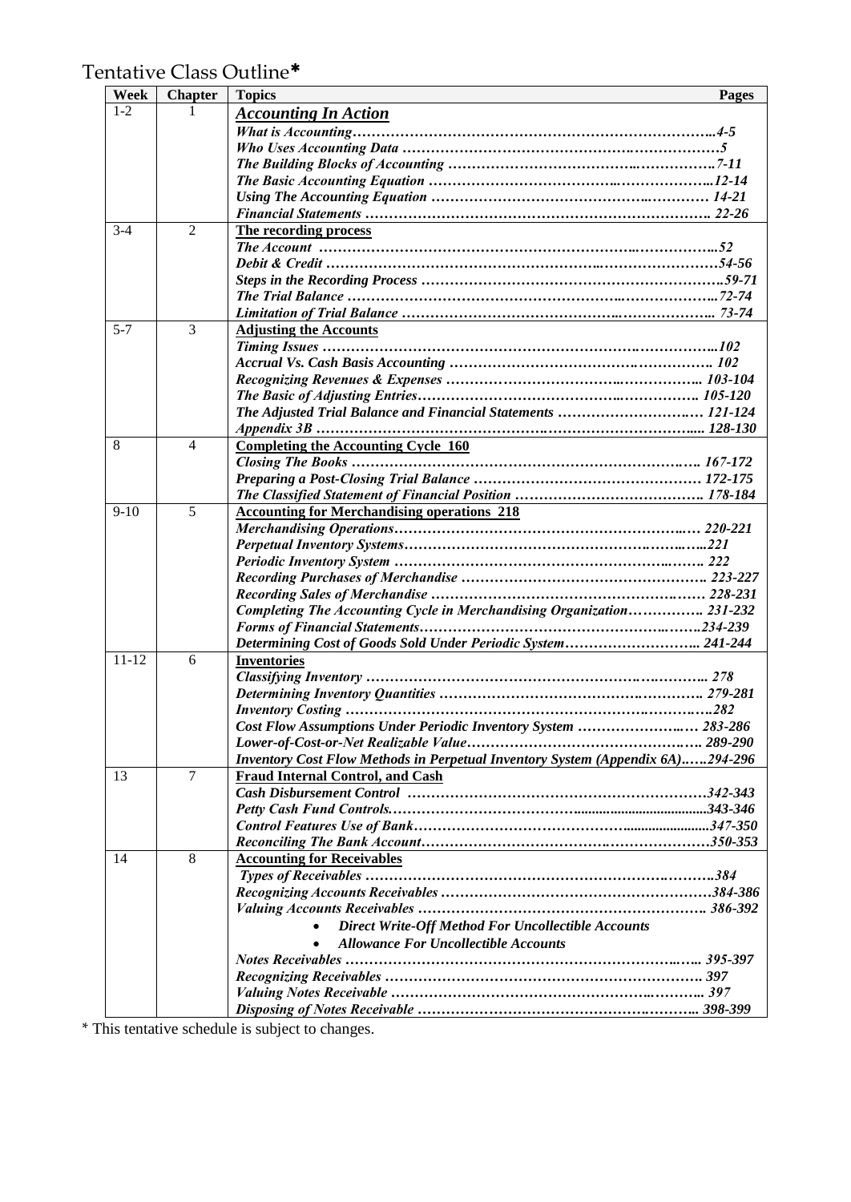## Tentative Class Outline*

| Week | Chapter | Topics | Pages |
|---|---|---|---|
| 1-2 | 1 | ***Accounting In Action*** | |
| | | *What is Accounting* | *4-5* |
| | | *Who Uses Accounting Data* | *5* |
| | | *The Building Blocks of Accounting* | *7-11* |
| | | *The Basic Accounting Equation* | *12-14* |
| | | *Using The Accounting Equation* | *14-21* |
| | | *Financial Statements* | *22-26* |
| 3-4 | 2 | **The recording process** | |
| | | *The Account* | *52* |
| | | *Debit & Credit* | *54-56* |
| | | *Steps in the Recording Process* | *59-71* |
| | | *The Trial Balance* | *72-74* |
| | | *Limitation of Trial Balance* | *73-74* |
| 5-7 | 3 | **Adjusting the Accounts** | |
| | | *Timing Issues* | *102* |
| | | *Accrual Vs. Cash Basis Accounting* | *102* |
| | | *Recognizing Revenues & Expenses* | *103-104* |
| | | *The Basic of Adjusting Entries* | *105-120* |
| | | *The Adjusted Trial Balance and Financial Statements* | *121-124* |
| | | *Appendix 3B* | *128-130* |
| 8 | 4 | **Completing the Accounting Cycle 160** | |
| | | *Closing The Books* | *167-172* |
| | | *Preparing a Post-Closing Trial Balance* | *172-175* |
| | | *The Classified Statement of Financial Position* | *178-184* |
| 9-10 | 5 | **Accounting for Merchandising operations 218** | |
| | | *Merchandising Operations* | *220-221* |
| | | *Perpetual Inventory Systems* | *221* |
| | | *Periodic Inventory System* | *222* |
| | | *Recording Purchases of Merchandise* | *223-227* |
| | | *Recording Sales of Merchandise* | *228-231* |
| | | *Completing The Accounting Cycle in Merchandising Organization* | *231-232* |
| | | *Forms of Financial Statements* | *234-239* |
| | | *Determining Cost of Goods Sold Under Periodic System* | *241-244* |
| 11-12 | 6 | **Inventories** | |
| | | *Classifying Inventory* | *278* |
| | | *Determining Inventory Quantities* | *279-281* |
| | | *Inventory Costing* | *282* |
| | | *Cost Flow Assumptions Under Periodic Inventory System* | *283-286* |
| | | *Lower-of-Cost-or-Net Realizable Value* | *289-290* |
| | | *Inventory Cost Flow Methods in Perpetual Inventory System (Appendix 6A)* | *294-296* |
| 13 | 7 | **Fraud Internal Control, and Cash** | |
| | | *Cash Disbursement Control* | *342-343* |
| | | *Petty Cash Fund Controls.* | *343-346* |
| | | *Control Features Use of Bank* | *347-350* |
| | | *Reconciling The Bank Account* | *350-353* |
| 14 | 8 | **Accounting for Receivables** | |
| | | *Types of Receivables* | *384* |
| | | *Recognizing Accounts Receivables* | *384-386* |
| | | *Valuing Accounts Receivables* | *386-392* |
| | | • *Direct Write-Off Method For Uncollectible Accounts* | |
| | | • *Allowance For Uncollectible Accounts* | |
| | | *Notes Receivables* | *395-397* |
| | | *Recognizing Receivables* | *397* |
| | | *Valuing Notes Receivable* | *397* |
| | | *Disposing of Notes Receivable* | *398-399* |

* This tentative schedule is subject to changes.